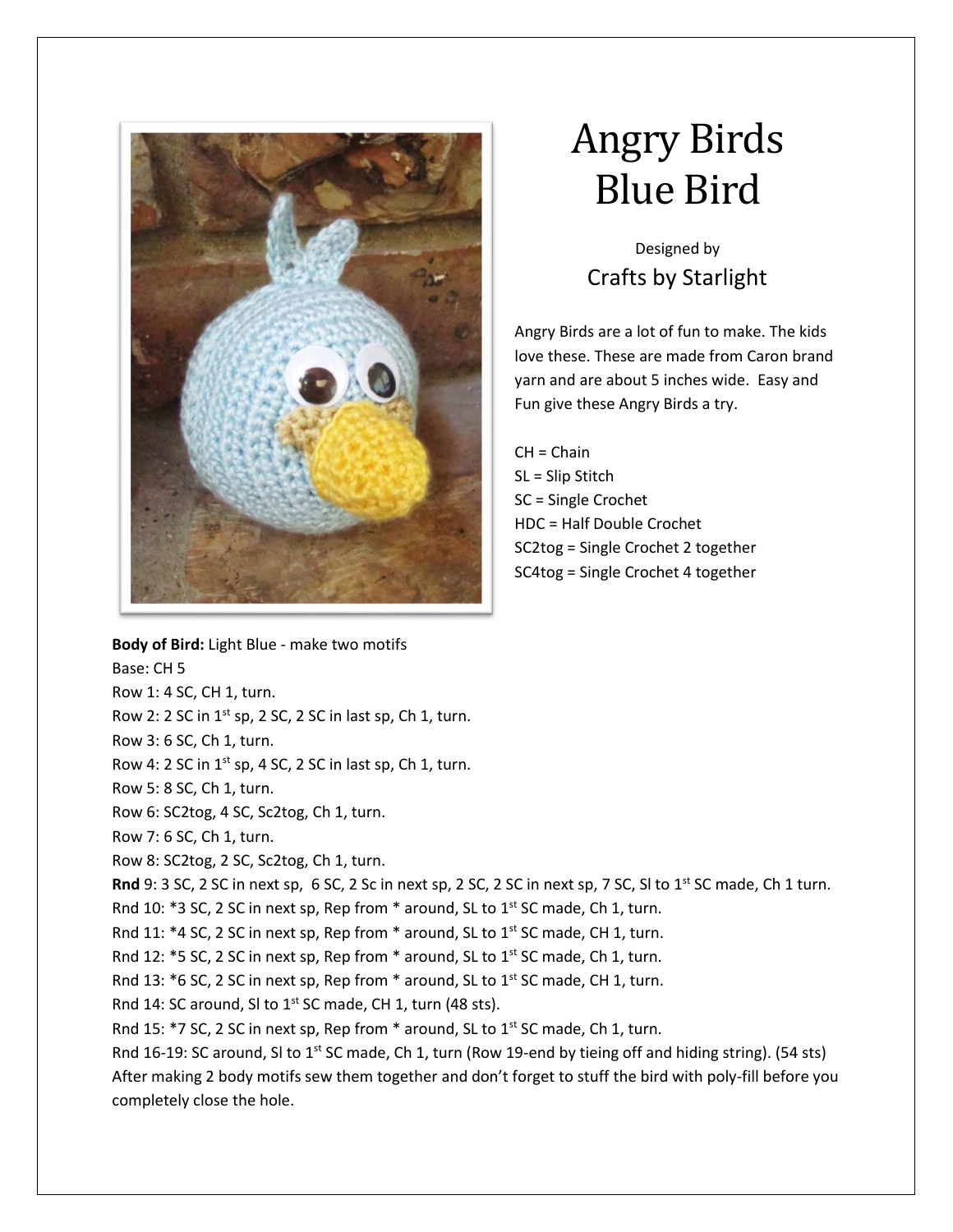# Angry Birds Blue Bird

Designed by

Crafts by Starlight

Angry Birds are a lot of fun to make. The kids love these. These are made from Caron brand yarn and are about 5 inches wide. Easy and Fun give these Angry Birds a try.

CH = Chain
SL = Slip Stitch
SC = Single Crochet
HDC = Half Double Crochet
SC2tog = Single Crochet 2 together
SC4tog = Single Crochet 4 together

**Body of Bird:** Light Blue - make two motifs
Base: CH 5
Row 1: 4 SC, CH 1, turn.
Row 2: 2 SC in 1st sp, 2 SC, 2 SC in last sp, Ch 1, turn.
Row 3: 6 SC, Ch 1, turn.
Row 4: 2 SC in 1st sp, 4 SC, 2 SC in last sp, Ch 1, turn.
Row 5: 8 SC, Ch 1, turn.
Row 6: SC2tog, 4 SC, Sc2tog, Ch 1, turn.
Row 7: 6 SC, Ch 1, turn.
Row 8: SC2tog, 2 SC, Sc2tog, Ch 1, turn.
**Rnd** 9: 3 SC, 2 SC in next sp, 6 SC, 2 Sc in next sp, 2 SC, 2 SC in next sp, 7 SC, Sl to 1st SC made, Ch 1 turn.
Rnd 10: *3 SC, 2 SC in next sp, Rep from * around, SL to 1st SC made, Ch 1, turn.
Rnd 11: *4 SC, 2 SC in next sp, Rep from * around, SL to 1st SC made, CH 1, turn.
Rnd 12: *5 SC, 2 SC in next sp, Rep from * around, SL to 1st SC made, Ch 1, turn.
Rnd 13: *6 SC, 2 SC in next sp, Rep from * around, SL to 1st SC made, CH 1, turn.
Rnd 14: SC around, Sl to 1st SC made, CH 1, turn (48 sts).
Rnd 15: *7 SC, 2 SC in next sp, Rep from * around, SL to 1st SC made, Ch 1, turn.
Rnd 16-19: SC around, Sl to 1st SC made, Ch 1, turn (Row 19-end by tieing off and hiding string). (54 sts)
After making 2 body motifs sew them together and don't forget to stuff the bird with poly-fill before you completely close the hole.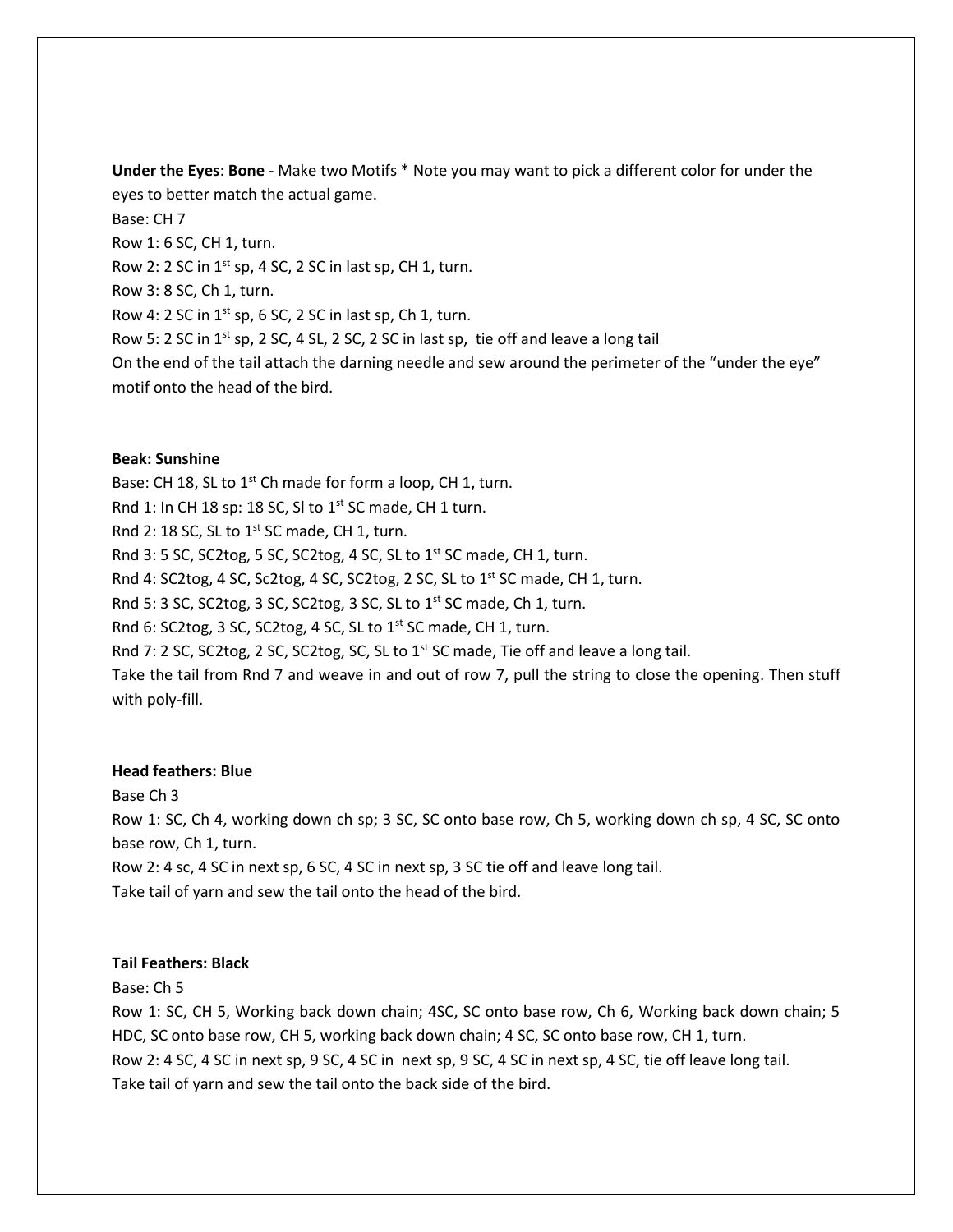**Under the Eyes**: **Bone** - Make two Motifs * Note you may want to pick a different color for under the eyes to better match the actual game.

Base: CH 7

Row 1: 6 SC, CH 1, turn.

Row 2: 2 SC in 1st sp, 4 SC, 2 SC in last sp, CH 1, turn.

Row 3: 8 SC, Ch 1, turn.

Row 4: 2 SC in 1st sp, 6 SC, 2 SC in last sp, Ch 1, turn.

Row 5: 2 SC in 1st sp, 2 SC, 4 SL, 2 SC, 2 SC in last sp, tie off and leave a long tail

On the end of the tail attach the darning needle and sew around the perimeter of the "under the eye" motif onto the head of the bird.

**Beak: Sunshine**

Base: CH 18, SL to 1st Ch made for form a loop, CH 1, turn.

Rnd 1: In CH 18 sp: 18 SC, Sl to 1st SC made, CH 1 turn.

Rnd 2: 18 SC, SL to 1st SC made, CH 1, turn.

Rnd 3: 5 SC, SC2tog, 5 SC, SC2tog, 4 SC, SL to 1st SC made, CH 1, turn.

Rnd 4: SC2tog, 4 SC, Sc2tog, 4 SC, SC2tog, 2 SC, SL to 1st SC made, CH 1, turn.

Rnd 5: 3 SC, SC2tog, 3 SC, SC2tog, 3 SC, SL to 1st SC made, Ch 1, turn.

Rnd 6: SC2tog, 3 SC, SC2tog, 4 SC, SL to 1st SC made, CH 1, turn.

Rnd 7: 2 SC, SC2tog, 2 SC, SC2tog, SC, SL to 1st SC made, Tie off and leave a long tail.

Take the tail from Rnd 7 and weave in and out of row 7, pull the string to close the opening. Then stuff with poly-fill.

**Head feathers: Blue**

Base Ch 3

Row 1: SC, Ch 4, working down ch sp; 3 SC, SC onto base row, Ch 5, working down ch sp, 4 SC, SC onto base row, Ch 1, turn.

Row 2: 4 sc, 4 SC in next sp, 6 SC, 4 SC in next sp, 3 SC tie off and leave long tail.

Take tail of yarn and sew the tail onto the head of the bird.

**Tail Feathers: Black**

Base: Ch 5

Row 1: SC, CH 5, Working back down chain; 4SC, SC onto base row, Ch 6, Working back down chain; 5 HDC, SC onto base row, CH 5, working back down chain; 4 SC, SC onto base row, CH 1, turn.

Row 2: 4 SC, 4 SC in next sp, 9 SC, 4 SC in next sp, 9 SC, 4 SC in next sp, 4 SC, tie off leave long tail.

Take tail of yarn and sew the tail onto the back side of the bird.